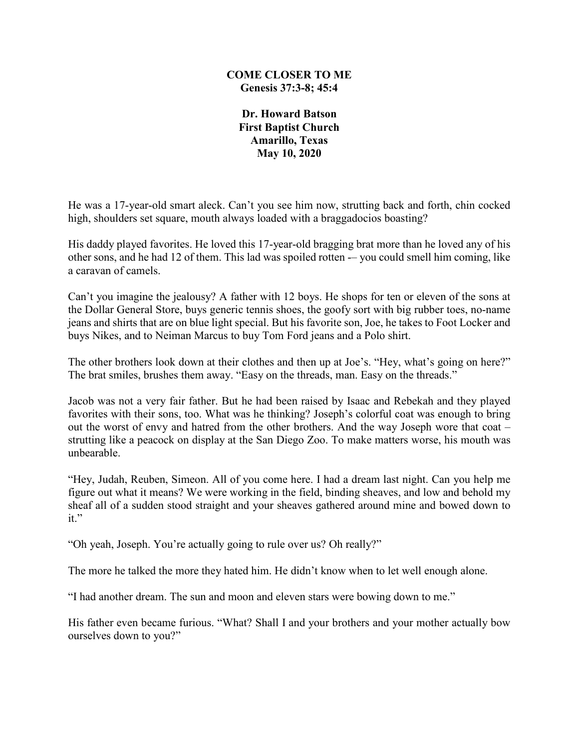# COME CLOSER TO ME

**Genesis 37:3-8; 45:4**

**Dr. Howard Batson**
**First Baptist Church**
**Amarillo, Texas**
**May 10, 2020**

He was a 17-year-old smart aleck. Can't you see him now, strutting back and forth, chin cocked high, shoulders set square, mouth always loaded with a braggadocios boasting?

His daddy played favorites. He loved this 17-year-old bragging brat more than he loved any of his other sons, and he had 12 of them. This lad was spoiled rotten -– you could smell him coming, like a caravan of camels.

Can't you imagine the jealousy? A father with 12 boys. He shops for ten or eleven of the sons at the Dollar General Store, buys generic tennis shoes, the goofy sort with big rubber toes, no-name jeans and shirts that are on blue light special. But his favorite son, Joe, he takes to Foot Locker and buys Nikes, and to Neiman Marcus to buy Tom Ford jeans and a Polo shirt.

The other brothers look down at their clothes and then up at Joe's. "Hey, what's going on here?" The brat smiles, brushes them away. "Easy on the threads, man. Easy on the threads."

Jacob was not a very fair father. But he had been raised by Isaac and Rebekah and they played favorites with their sons, too. What was he thinking? Joseph's colorful coat was enough to bring out the worst of envy and hatred from the other brothers. And the way Joseph wore that coat – strutting like a peacock on display at the San Diego Zoo. To make matters worse, his mouth was unbearable.

"Hey, Judah, Reuben, Simeon. All of you come here. I had a dream last night. Can you help me figure out what it means? We were working in the field, binding sheaves, and low and behold my sheaf all of a sudden stood straight and your sheaves gathered around mine and bowed down to it."

"Oh yeah, Joseph. You're actually going to rule over us? Oh really?"

The more he talked the more they hated him. He didn't know when to let well enough alone.

"I had another dream. The sun and moon and eleven stars were bowing down to me."

His father even became furious. "What? Shall I and your brothers and your mother actually bow ourselves down to you?"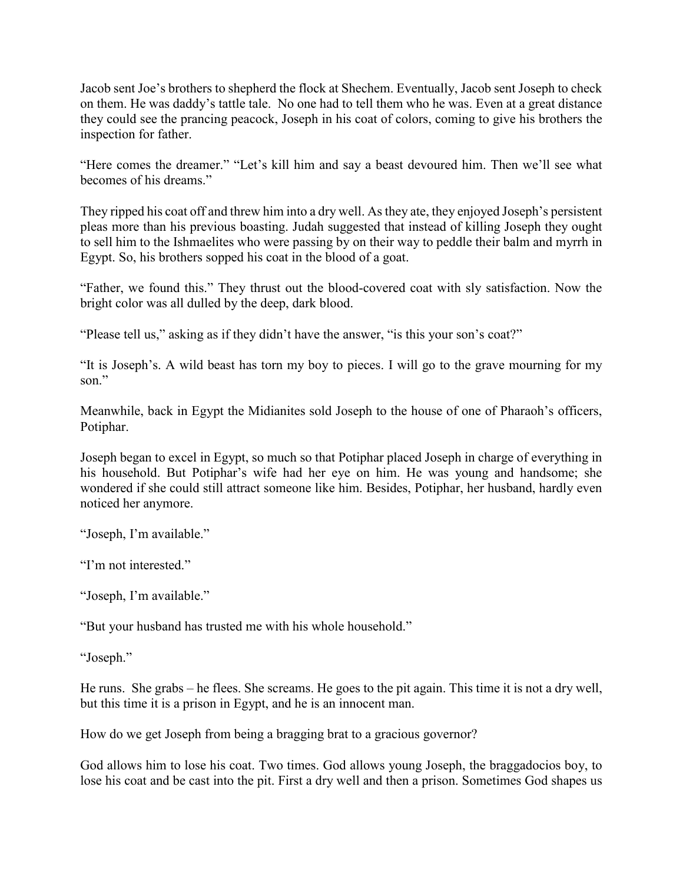Jacob sent Joe's brothers to shepherd the flock at Shechem. Eventually, Jacob sent Joseph to check on them. He was daddy's tattle tale. No one had to tell them who he was. Even at a great distance they could see the prancing peacock, Joseph in his coat of colors, coming to give his brothers the inspection for father.

"Here comes the dreamer." "Let's kill him and say a beast devoured him. Then we'll see what becomes of his dreams."

They ripped his coat off and threw him into a dry well. As they ate, they enjoyed Joseph's persistent pleas more than his previous boasting. Judah suggested that instead of killing Joseph they ought to sell him to the Ishmaelites who were passing by on their way to peddle their balm and myrrh in Egypt. So, his brothers sopped his coat in the blood of a goat.

"Father, we found this." They thrust out the blood-covered coat with sly satisfaction. Now the bright color was all dulled by the deep, dark blood.

"Please tell us," asking as if they didn't have the answer, "is this your son's coat?"

"It is Joseph's. A wild beast has torn my boy to pieces. I will go to the grave mourning for my son."

Meanwhile, back in Egypt the Midianites sold Joseph to the house of one of Pharaoh's officers, Potiphar.

Joseph began to excel in Egypt, so much so that Potiphar placed Joseph in charge of everything in his household. But Potiphar's wife had her eye on him. He was young and handsome; she wondered if she could still attract someone like him. Besides, Potiphar, her husband, hardly even noticed her anymore.

"Joseph, I'm available."

"I'm not interested."

"Joseph, I'm available."

"But your husband has trusted me with his whole household."

"Joseph."

He runs. She grabs – he flees. She screams. He goes to the pit again. This time it is not a dry well, but this time it is a prison in Egypt, and he is an innocent man.

How do we get Joseph from being a bragging brat to a gracious governor?

God allows him to lose his coat. Two times. God allows young Joseph, the braggadocios boy, to lose his coat and be cast into the pit. First a dry well and then a prison. Sometimes God shapes us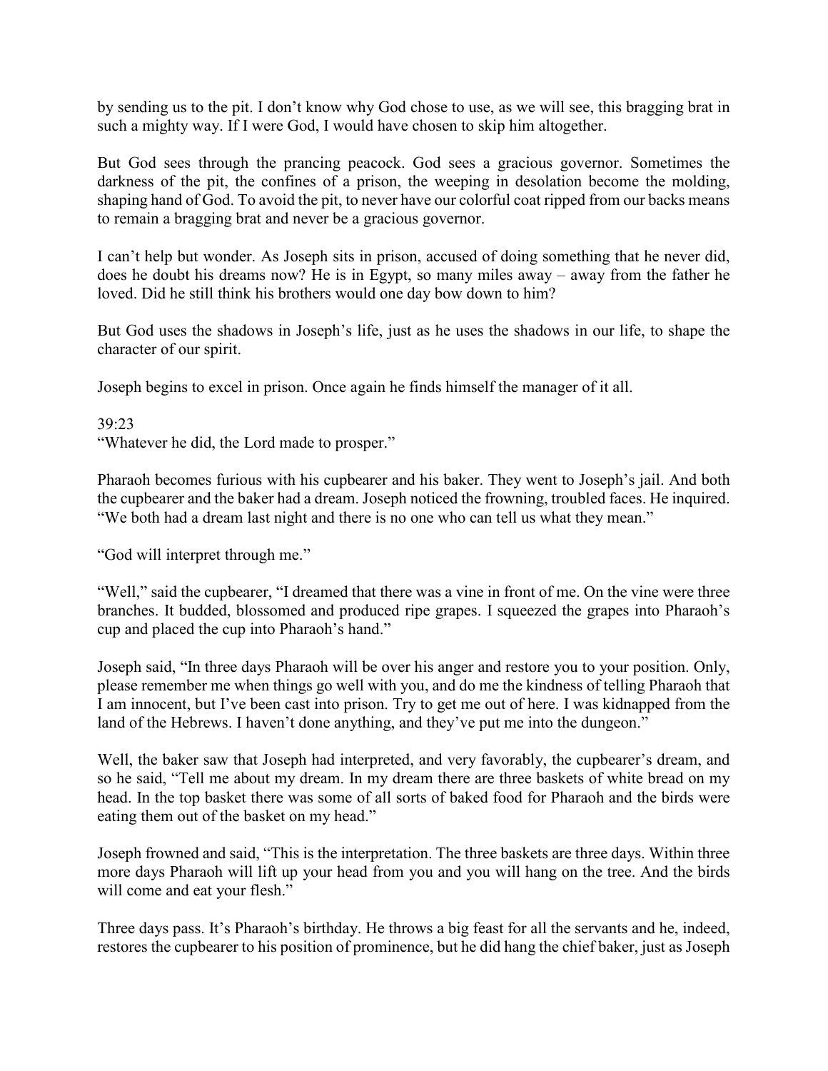by sending us to the pit. I don't know why God chose to use, as we will see, this bragging brat in such a mighty way. If I were God, I would have chosen to skip him altogether.

But God sees through the prancing peacock. God sees a gracious governor. Sometimes the darkness of the pit, the confines of a prison, the weeping in desolation become the molding, shaping hand of God. To avoid the pit, to never have our colorful coat ripped from our backs means to remain a bragging brat and never be a gracious governor.

I can't help but wonder. As Joseph sits in prison, accused of doing something that he never did, does he doubt his dreams now? He is in Egypt, so many miles away – away from the father he loved. Did he still think his brothers would one day bow down to him?

But God uses the shadows in Joseph's life, just as he uses the shadows in our life, to shape the character of our spirit.

Joseph begins to excel in prison. Once again he finds himself the manager of it all.

39:23
"Whatever he did, the Lord made to prosper."

Pharaoh becomes furious with his cupbearer and his baker. They went to Joseph's jail. And both the cupbearer and the baker had a dream. Joseph noticed the frowning, troubled faces. He inquired. "We both had a dream last night and there is no one who can tell us what they mean."

"God will interpret through me."

"Well," said the cupbearer, "I dreamed that there was a vine in front of me. On the vine were three branches. It budded, blossomed and produced ripe grapes. I squeezed the grapes into Pharaoh's cup and placed the cup into Pharaoh's hand."

Joseph said, "In three days Pharaoh will be over his anger and restore you to your position. Only, please remember me when things go well with you, and do me the kindness of telling Pharaoh that I am innocent, but I've been cast into prison. Try to get me out of here. I was kidnapped from the land of the Hebrews. I haven't done anything, and they've put me into the dungeon."

Well, the baker saw that Joseph had interpreted, and very favorably, the cupbearer's dream, and so he said, "Tell me about my dream. In my dream there are three baskets of white bread on my head. In the top basket there was some of all sorts of baked food for Pharaoh and the birds were eating them out of the basket on my head."

Joseph frowned and said, "This is the interpretation. The three baskets are three days. Within three more days Pharaoh will lift up your head from you and you will hang on the tree. And the birds will come and eat your flesh."

Three days pass. It's Pharaoh's birthday. He throws a big feast for all the servants and he, indeed, restores the cupbearer to his position of prominence, but he did hang the chief baker, just as Joseph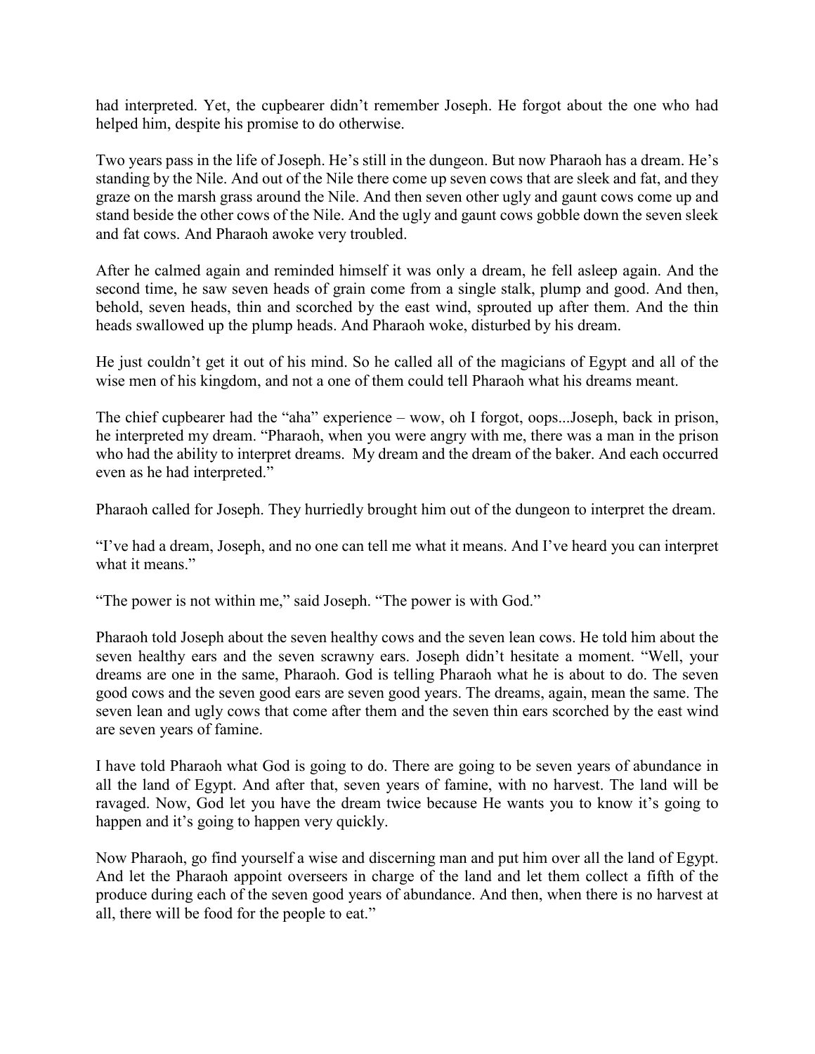had interpreted. Yet, the cupbearer didn't remember Joseph. He forgot about the one who had helped him, despite his promise to do otherwise.

Two years pass in the life of Joseph. He's still in the dungeon. But now Pharaoh has a dream. He's standing by the Nile. And out of the Nile there come up seven cows that are sleek and fat, and they graze on the marsh grass around the Nile. And then seven other ugly and gaunt cows come up and stand beside the other cows of the Nile. And the ugly and gaunt cows gobble down the seven sleek and fat cows. And Pharaoh awoke very troubled.

After he calmed again and reminded himself it was only a dream, he fell asleep again. And the second time, he saw seven heads of grain come from a single stalk, plump and good. And then, behold, seven heads, thin and scorched by the east wind, sprouted up after them. And the thin heads swallowed up the plump heads. And Pharaoh woke, disturbed by his dream.

He just couldn't get it out of his mind. So he called all of the magicians of Egypt and all of the wise men of his kingdom, and not a one of them could tell Pharaoh what his dreams meant.

The chief cupbearer had the "aha" experience – wow, oh I forgot, oops...Joseph, back in prison, he interpreted my dream. "Pharaoh, when you were angry with me, there was a man in the prison who had the ability to interpret dreams. My dream and the dream of the baker. And each occurred even as he had interpreted."

Pharaoh called for Joseph. They hurriedly brought him out of the dungeon to interpret the dream.

"I've had a dream, Joseph, and no one can tell me what it means. And I've heard you can interpret what it means."

"The power is not within me," said Joseph. "The power is with God."

Pharaoh told Joseph about the seven healthy cows and the seven lean cows. He told him about the seven healthy ears and the seven scrawny ears. Joseph didn't hesitate a moment. "Well, your dreams are one in the same, Pharaoh. God is telling Pharaoh what he is about to do. The seven good cows and the seven good ears are seven good years. The dreams, again, mean the same. The seven lean and ugly cows that come after them and the seven thin ears scorched by the east wind are seven years of famine.

I have told Pharaoh what God is going to do. There are going to be seven years of abundance in all the land of Egypt. And after that, seven years of famine, with no harvest. The land will be ravaged. Now, God let you have the dream twice because He wants you to know it's going to happen and it's going to happen very quickly.

Now Pharaoh, go find yourself a wise and discerning man and put him over all the land of Egypt. And let the Pharaoh appoint overseers in charge of the land and let them collect a fifth of the produce during each of the seven good years of abundance. And then, when there is no harvest at all, there will be food for the people to eat."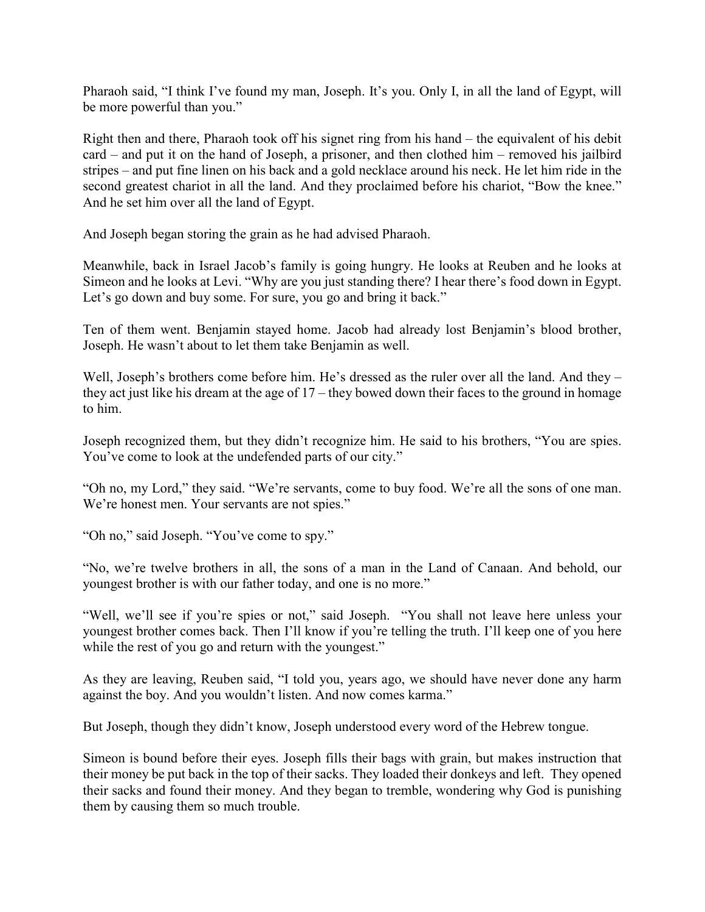Pharaoh said, "I think I've found my man, Joseph. It's you. Only I, in all the land of Egypt, will be more powerful than you."

Right then and there, Pharaoh took off his signet ring from his hand – the equivalent of his debit card – and put it on the hand of Joseph, a prisoner, and then clothed him – removed his jailbird stripes – and put fine linen on his back and a gold necklace around his neck. He let him ride in the second greatest chariot in all the land. And they proclaimed before his chariot, "Bow the knee." And he set him over all the land of Egypt.

And Joseph began storing the grain as he had advised Pharaoh.

Meanwhile, back in Israel Jacob's family is going hungry. He looks at Reuben and he looks at Simeon and he looks at Levi. "Why are you just standing there? I hear there's food down in Egypt. Let's go down and buy some. For sure, you go and bring it back."

Ten of them went. Benjamin stayed home. Jacob had already lost Benjamin's blood brother, Joseph. He wasn't about to let them take Benjamin as well.

Well, Joseph's brothers come before him. He's dressed as the ruler over all the land. And they – they act just like his dream at the age of 17 – they bowed down their faces to the ground in homage to him.

Joseph recognized them, but they didn't recognize him. He said to his brothers, "You are spies. You've come to look at the undefended parts of our city."

"Oh no, my Lord," they said. "We're servants, come to buy food. We're all the sons of one man. We're honest men. Your servants are not spies."

"Oh no," said Joseph. "You've come to spy."

"No, we're twelve brothers in all, the sons of a man in the Land of Canaan. And behold, our youngest brother is with our father today, and one is no more."

"Well, we'll see if you're spies or not," said Joseph. "You shall not leave here unless your youngest brother comes back. Then I'll know if you're telling the truth. I'll keep one of you here while the rest of you go and return with the youngest."

As they are leaving, Reuben said, "I told you, years ago, we should have never done any harm against the boy. And you wouldn't listen. And now comes karma."

But Joseph, though they didn't know, Joseph understood every word of the Hebrew tongue.

Simeon is bound before their eyes. Joseph fills their bags with grain, but makes instruction that their money be put back in the top of their sacks. They loaded their donkeys and left. They opened their sacks and found their money. And they began to tremble, wondering why God is punishing them by causing them so much trouble.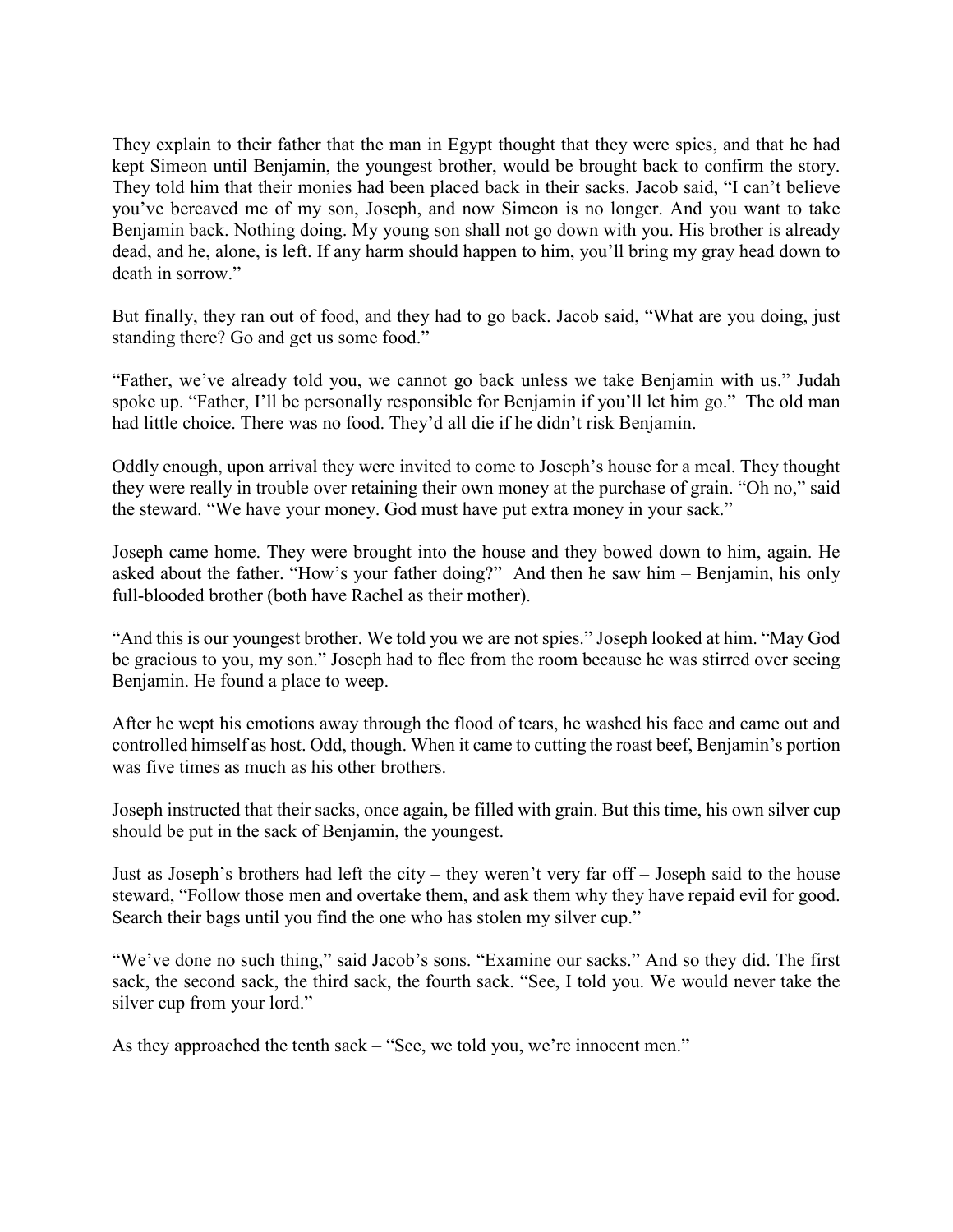They explain to their father that the man in Egypt thought that they were spies, and that he had kept Simeon until Benjamin, the youngest brother, would be brought back to confirm the story. They told him that their monies had been placed back in their sacks. Jacob said, "I can't believe you've bereaved me of my son, Joseph, and now Simeon is no longer. And you want to take Benjamin back. Nothing doing. My young son shall not go down with you. His brother is already dead, and he, alone, is left. If any harm should happen to him, you'll bring my gray head down to death in sorrow."

But finally, they ran out of food, and they had to go back. Jacob said, "What are you doing, just standing there? Go and get us some food."

"Father, we've already told you, we cannot go back unless we take Benjamin with us." Judah spoke up. "Father, I'll be personally responsible for Benjamin if you'll let him go." The old man had little choice. There was no food. They'd all die if he didn't risk Benjamin.

Oddly enough, upon arrival they were invited to come to Joseph's house for a meal. They thought they were really in trouble over retaining their own money at the purchase of grain. "Oh no," said the steward. "We have your money. God must have put extra money in your sack."

Joseph came home. They were brought into the house and they bowed down to him, again. He asked about the father. "How's your father doing?" And then he saw him – Benjamin, his only full-blooded brother (both have Rachel as their mother).

"And this is our youngest brother. We told you we are not spies." Joseph looked at him. "May God be gracious to you, my son." Joseph had to flee from the room because he was stirred over seeing Benjamin. He found a place to weep.

After he wept his emotions away through the flood of tears, he washed his face and came out and controlled himself as host. Odd, though. When it came to cutting the roast beef, Benjamin's portion was five times as much as his other brothers.

Joseph instructed that their sacks, once again, be filled with grain. But this time, his own silver cup should be put in the sack of Benjamin, the youngest.

Just as Joseph's brothers had left the city – they weren't very far off – Joseph said to the house steward, "Follow those men and overtake them, and ask them why they have repaid evil for good. Search their bags until you find the one who has stolen my silver cup."

"We've done no such thing," said Jacob's sons. "Examine our sacks." And so they did. The first sack, the second sack, the third sack, the fourth sack. "See, I told you. We would never take the silver cup from your lord."

As they approached the tenth sack – "See, we told you, we're innocent men."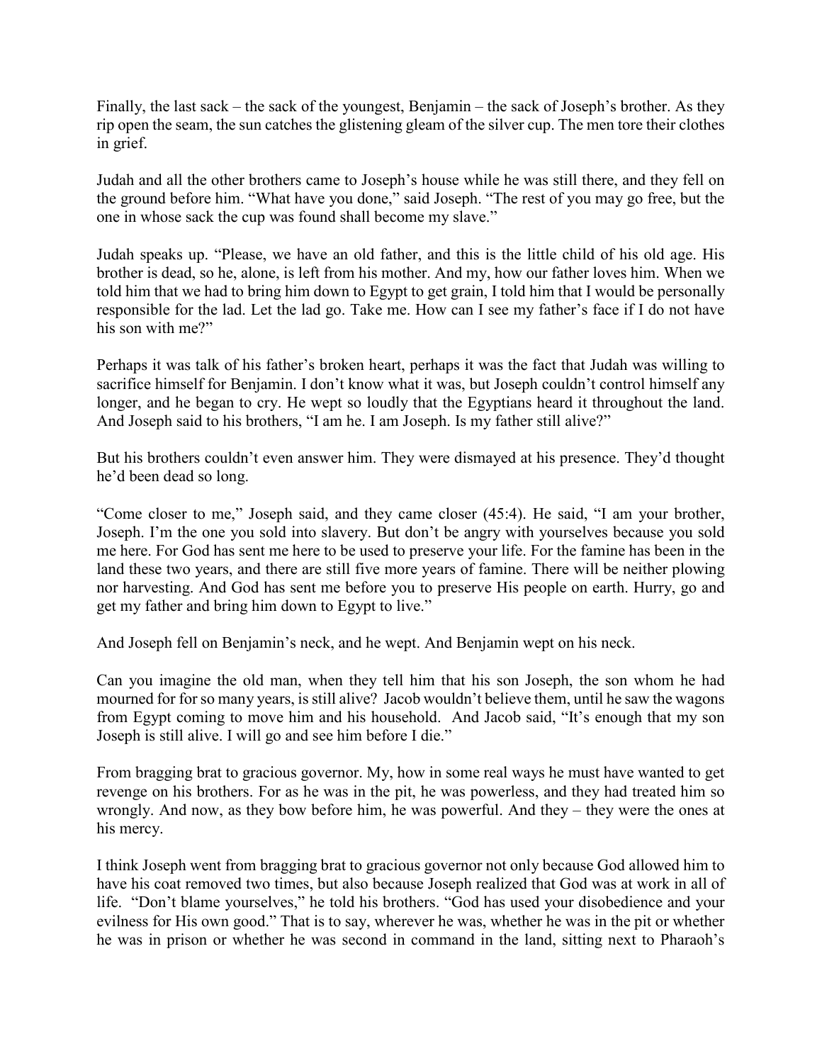Finally, the last sack – the sack of the youngest, Benjamin – the sack of Joseph's brother. As they rip open the seam, the sun catches the glistening gleam of the silver cup. The men tore their clothes in grief.

Judah and all the other brothers came to Joseph's house while he was still there, and they fell on the ground before him. "What have you done," said Joseph. "The rest of you may go free, but the one in whose sack the cup was found shall become my slave."

Judah speaks up. "Please, we have an old father, and this is the little child of his old age. His brother is dead, so he, alone, is left from his mother. And my, how our father loves him. When we told him that we had to bring him down to Egypt to get grain, I told him that I would be personally responsible for the lad. Let the lad go. Take me. How can I see my father's face if I do not have his son with me?"

Perhaps it was talk of his father's broken heart, perhaps it was the fact that Judah was willing to sacrifice himself for Benjamin. I don't know what it was, but Joseph couldn't control himself any longer, and he began to cry. He wept so loudly that the Egyptians heard it throughout the land. And Joseph said to his brothers, "I am he. I am Joseph. Is my father still alive?"

But his brothers couldn't even answer him. They were dismayed at his presence. They'd thought he'd been dead so long.

"Come closer to me," Joseph said, and they came closer (45:4). He said, "I am your brother, Joseph. I'm the one you sold into slavery. But don't be angry with yourselves because you sold me here. For God has sent me here to be used to preserve your life. For the famine has been in the land these two years, and there are still five more years of famine. There will be neither plowing nor harvesting. And God has sent me before you to preserve His people on earth. Hurry, go and get my father and bring him down to Egypt to live."

And Joseph fell on Benjamin's neck, and he wept. And Benjamin wept on his neck.

Can you imagine the old man, when they tell him that his son Joseph, the son whom he had mourned for for so many years, is still alive? Jacob wouldn't believe them, until he saw the wagons from Egypt coming to move him and his household. And Jacob said, "It's enough that my son Joseph is still alive. I will go and see him before I die."

From bragging brat to gracious governor. My, how in some real ways he must have wanted to get revenge on his brothers. For as he was in the pit, he was powerless, and they had treated him so wrongly. And now, as they bow before him, he was powerful. And they – they were the ones at his mercy.

I think Joseph went from bragging brat to gracious governor not only because God allowed him to have his coat removed two times, but also because Joseph realized that God was at work in all of life. "Don't blame yourselves," he told his brothers. "God has used your disobedience and your evilness for His own good." That is to say, wherever he was, whether he was in the pit or whether he was in prison or whether he was second in command in the land, sitting next to Pharaoh's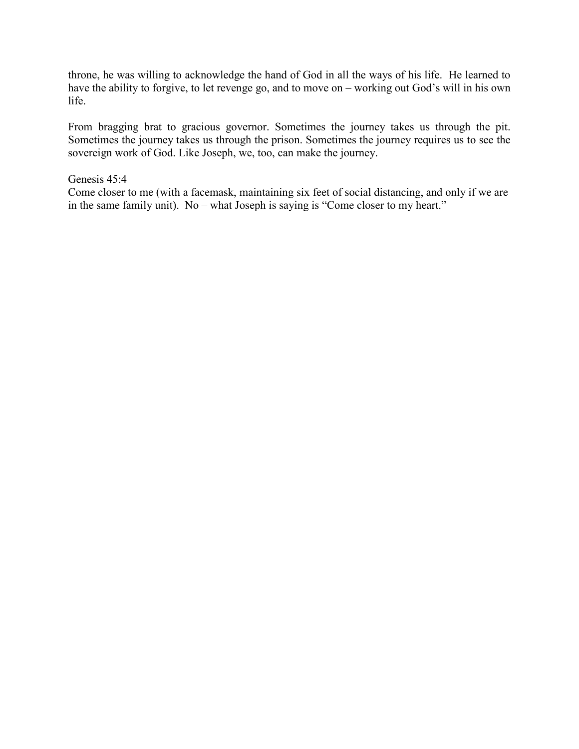throne, he was willing to acknowledge the hand of God in all the ways of his life. He learned to have the ability to forgive, to let revenge go, and to move on – working out God's will in his own life.

From bragging brat to gracious governor. Sometimes the journey takes us through the pit. Sometimes the journey takes us through the prison. Sometimes the journey requires us to see the sovereign work of God. Like Joseph, we, too, can make the journey.

Genesis 45:4
Come closer to me (with a facemask, maintaining six feet of social distancing, and only if we are in the same family unit). No – what Joseph is saying is "Come closer to my heart."